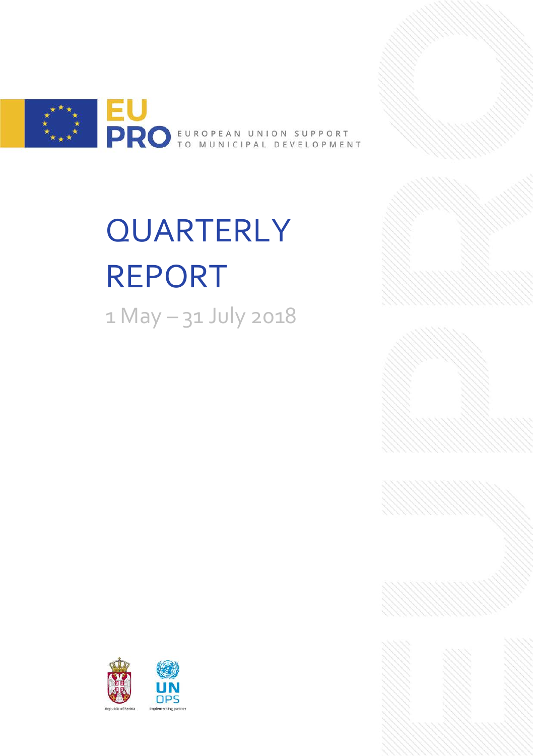EU PRO EUROPEAN UNION SUPPORT TO MUNICIPAL DEVELOPMENT

# QUARTERLY REPORT

1 May – 31 July 2018

Republic of Serbia

UNOPS Implementing partner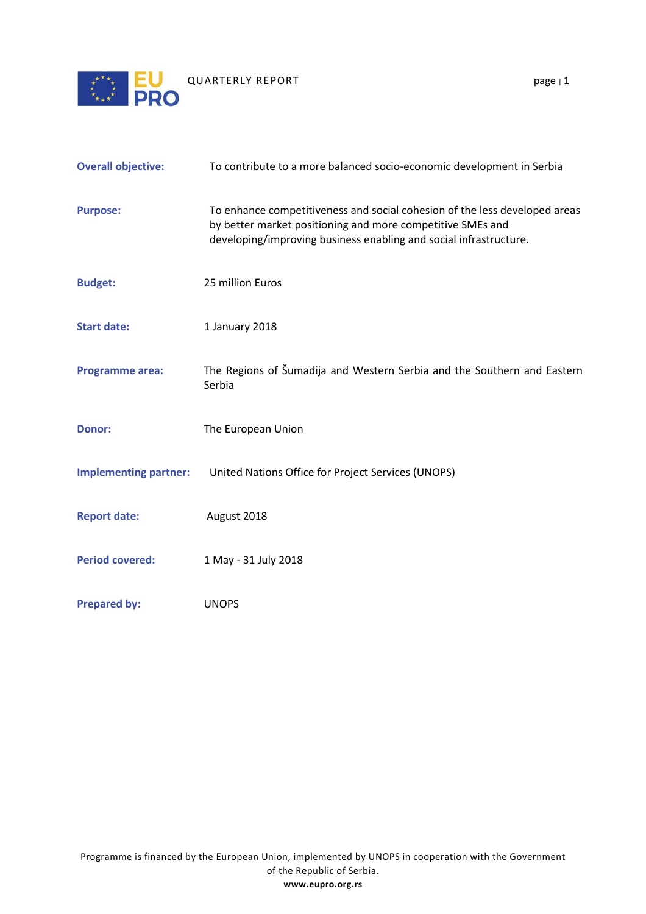**Overall objective:** To contribute to a more balanced socio-economic development in Serbia

**Purpose:** To enhance competitiveness and social cohesion of the less developed areas by better market positioning and more competitive SMEs and developing/improving business enabling and social infrastructure.

**Budget:** 25 million Euros

**Start date:** 1 January 2018

**Programme area:** The Regions of Šumadija and Western Serbia and the Southern and Eastern Serbia

**Donor:** The European Union

**Implementing partner:** United Nations Office for Project Services (UNOPS)

**Report date:** August 2018

**Period covered:** 1 May - 31 July 2018

**Prepared by:** UNOPS

Programme is financed by the European Union, implemented by UNOPS in cooperation with the Government of the Republic of Serbia.

**www.eupro.org.rs**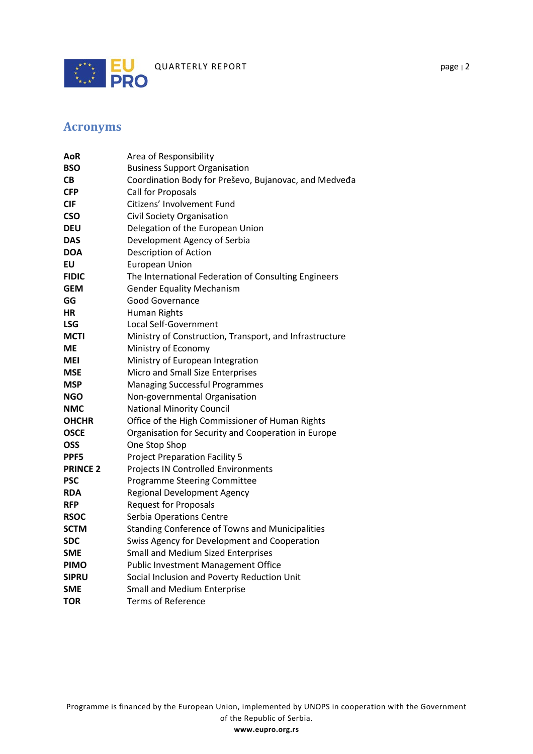## Acronyms

| | |
|---|---|
| **AoR** | Area of Responsibility |
| **BSO** | Business Support Organisation |
| **CB** | Coordination Body for Preševo, Bujanovac, and Medveđa |
| **CFP** | Call for Proposals |
| **CIF** | Citizens' Involvement Fund |
| **CSO** | Civil Society Organisation |
| **DEU** | Delegation of the European Union |
| **DAS** | Development Agency of Serbia |
| **DOA** | Description of Action |
| **EU** | European Union |
| **FIDIC** | The International Federation of Consulting Engineers |
| **GEM** | Gender Equality Mechanism |
| **GG** | Good Governance |
| **HR** | Human Rights |
| **LSG** | Local Self-Government |
| **MCTI** | Ministry of Construction, Transport, and Infrastructure |
| **ME** | Ministry of Economy |
| **MEI** | Ministry of European Integration |
| **MSE** | Micro and Small Size Enterprises |
| **MSP** | Managing Successful Programmes |
| **NGO** | Non-governmental Organisation |
| **NMC** | National Minority Council |
| **OHCHR** | Office of the High Commissioner of Human Rights |
| **OSCE** | Organisation for Security and Cooperation in Europe |
| **OSS** | One Stop Shop |
| **PPF5** | Project Preparation Facility 5 |
| **PRINCE 2** | Projects IN Controlled Environments |
| **PSC** | Programme Steering Committee |
| **RDA** | Regional Development Agency |
| **RFP** | Request for Proposals |
| **RSOC** | Serbia Operations Centre |
| **SCTM** | Standing Conference of Towns and Municipalities |
| **SDC** | Swiss Agency for Development and Cooperation |
| **SME** | Small and Medium Sized Enterprises |
| **PIMO** | Public Investment Management Office |
| **SIPRU** | Social Inclusion and Poverty Reduction Unit |
| **SME** | Small and Medium Enterprise |
| **TOR** | Terms of Reference |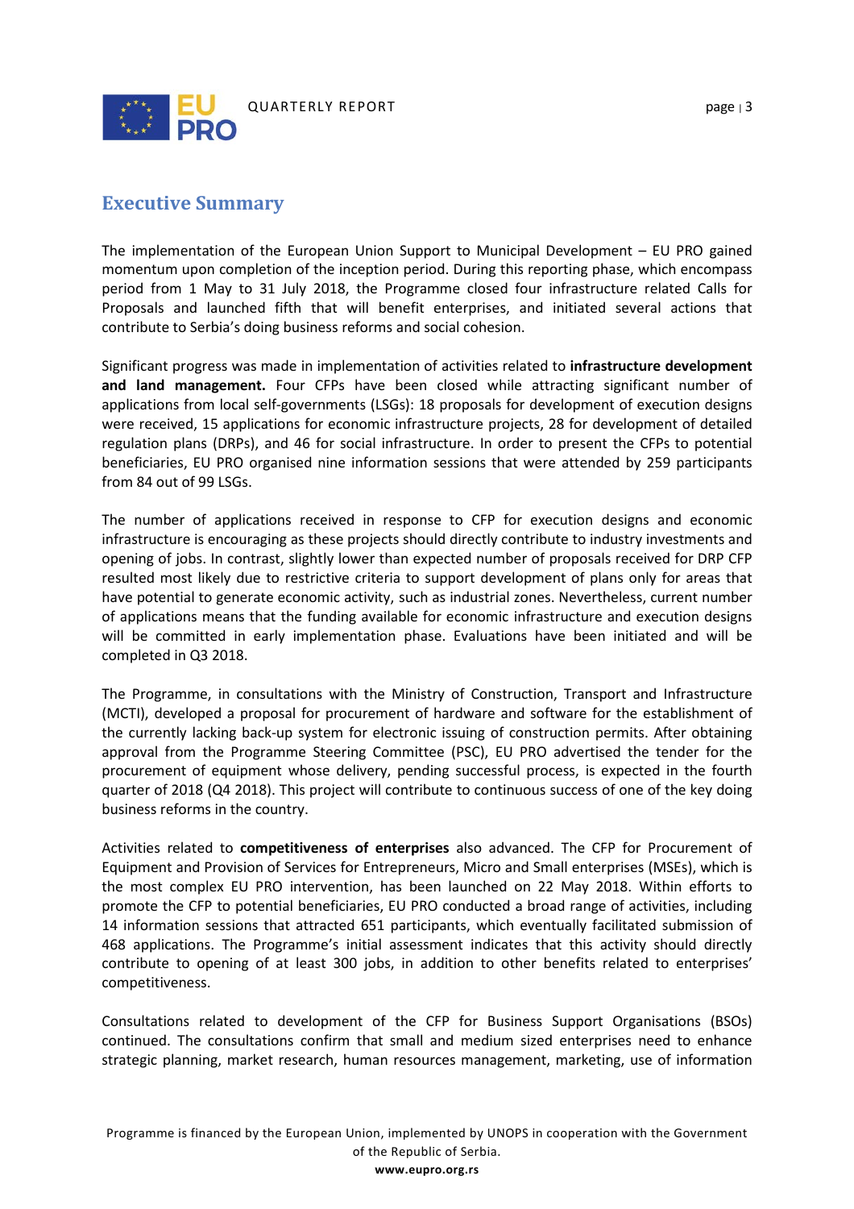## Executive Summary

The implementation of the European Union Support to Municipal Development – EU PRO gained momentum upon completion of the inception period. During this reporting phase, which encompass period from 1 May to 31 July 2018, the Programme closed four infrastructure related Calls for Proposals and launched fifth that will benefit enterprises, and initiated several actions that contribute to Serbia's doing business reforms and social cohesion.

Significant progress was made in implementation of activities related to **infrastructure development and land management.** Four CFPs have been closed while attracting significant number of applications from local self-governments (LSGs): 18 proposals for development of execution designs were received, 15 applications for economic infrastructure projects, 28 for development of detailed regulation plans (DRPs), and 46 for social infrastructure. In order to present the CFPs to potential beneficiaries, EU PRO organised nine information sessions that were attended by 259 participants from 84 out of 99 LSGs.

The number of applications received in response to CFP for execution designs and economic infrastructure is encouraging as these projects should directly contribute to industry investments and opening of jobs. In contrast, slightly lower than expected number of proposals received for DRP CFP resulted most likely due to restrictive criteria to support development of plans only for areas that have potential to generate economic activity, such as industrial zones. Nevertheless, current number of applications means that the funding available for economic infrastructure and execution designs will be committed in early implementation phase. Evaluations have been initiated and will be completed in Q3 2018.

The Programme, in consultations with the Ministry of Construction, Transport and Infrastructure (MCTI), developed a proposal for procurement of hardware and software for the establishment of the currently lacking back-up system for electronic issuing of construction permits. After obtaining approval from the Programme Steering Committee (PSC), EU PRO advertised the tender for the procurement of equipment whose delivery, pending successful process, is expected in the fourth quarter of 2018 (Q4 2018). This project will contribute to continuous success of one of the key doing business reforms in the country.

Activities related to **competitiveness of enterprises** also advanced. The CFP for Procurement of Equipment and Provision of Services for Entrepreneurs, Micro and Small enterprises (MSEs), which is the most complex EU PRO intervention, has been launched on 22 May 2018. Within efforts to promote the CFP to potential beneficiaries, EU PRO conducted a broad range of activities, including 14 information sessions that attracted 651 participants, which eventually facilitated submission of 468 applications. The Programme's initial assessment indicates that this activity should directly contribute to opening of at least 300 jobs, in addition to other benefits related to enterprises' competitiveness.

Consultations related to development of the CFP for Business Support Organisations (BSOs) continued. The consultations confirm that small and medium sized enterprises need to enhance strategic planning, market research, human resources management, marketing, use of information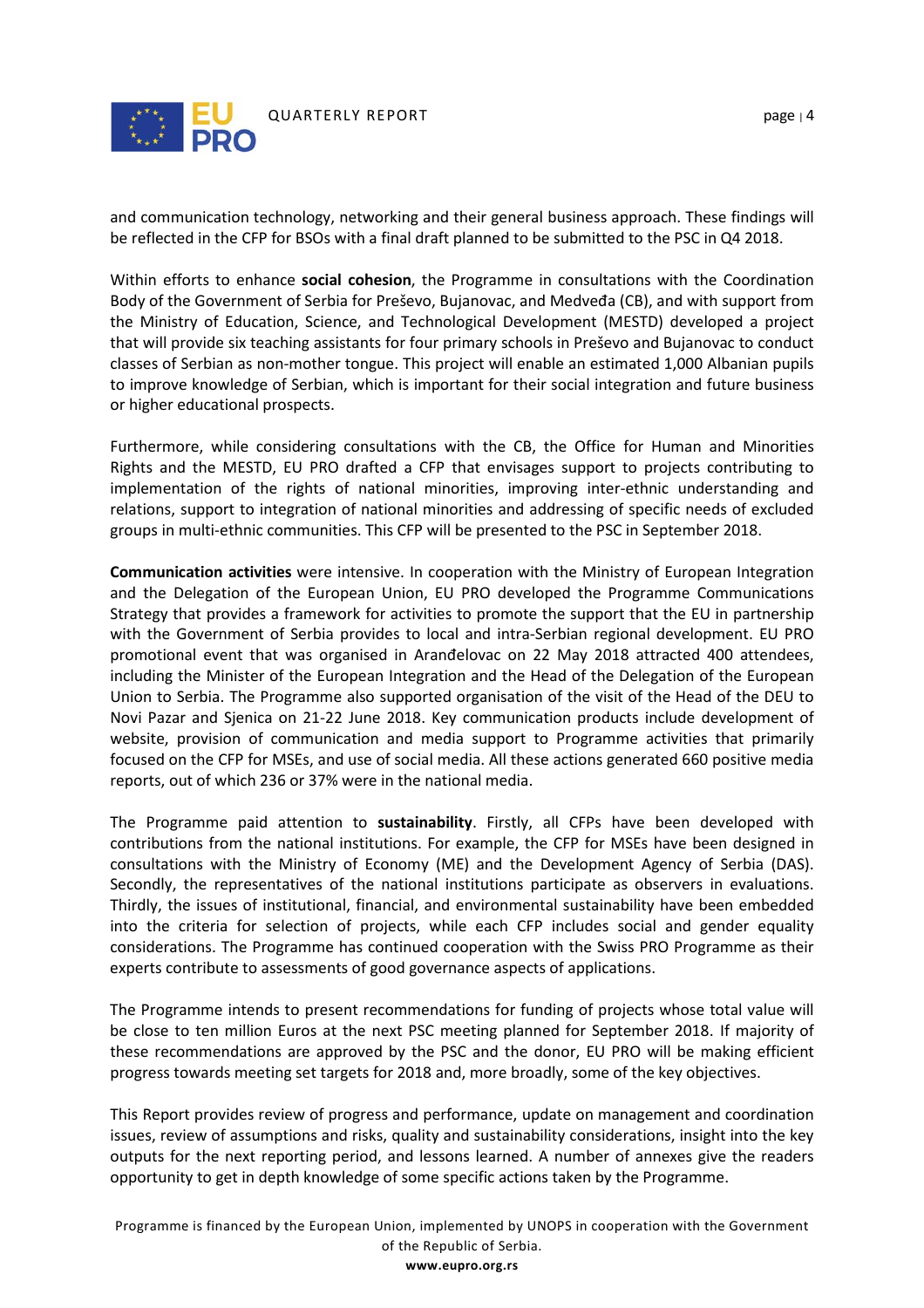and communication technology, networking and their general business approach. These findings will be reflected in the CFP for BSOs with a final draft planned to be submitted to the PSC in Q4 2018.

Within efforts to enhance **social cohesion**, the Programme in consultations with the Coordination Body of the Government of Serbia for Preševo, Bujanovac, and Medveđa (CB), and with support from the Ministry of Education, Science, and Technological Development (MESTD) developed a project that will provide six teaching assistants for four primary schools in Preševo and Bujanovac to conduct classes of Serbian as non-mother tongue. This project will enable an estimated 1,000 Albanian pupils to improve knowledge of Serbian, which is important for their social integration and future business or higher educational prospects.

Furthermore, while considering consultations with the CB, the Office for Human and Minorities Rights and the MESTD, EU PRO drafted a CFP that envisages support to projects contributing to implementation of the rights of national minorities, improving inter-ethnic understanding and relations, support to integration of national minorities and addressing of specific needs of excluded groups in multi-ethnic communities. This CFP will be presented to the PSC in September 2018.

**Communication activities** were intensive. In cooperation with the Ministry of European Integration and the Delegation of the European Union, EU PRO developed the Programme Communications Strategy that provides a framework for activities to promote the support that the EU in partnership with the Government of Serbia provides to local and intra-Serbian regional development. EU PRO promotional event that was organised in Aranđelovac on 22 May 2018 attracted 400 attendees, including the Minister of the European Integration and the Head of the Delegation of the European Union to Serbia. The Programme also supported organisation of the visit of the Head of the DEU to Novi Pazar and Sjenica on 21-22 June 2018. Key communication products include development of website, provision of communication and media support to Programme activities that primarily focused on the CFP for MSEs, and use of social media. All these actions generated 660 positive media reports, out of which 236 or 37% were in the national media.

The Programme paid attention to **sustainability**. Firstly, all CFPs have been developed with contributions from the national institutions. For example, the CFP for MSEs have been designed in consultations with the Ministry of Economy (ME) and the Development Agency of Serbia (DAS). Secondly, the representatives of the national institutions participate as observers in evaluations. Thirdly, the issues of institutional, financial, and environmental sustainability have been embedded into the criteria for selection of projects, while each CFP includes social and gender equality considerations. The Programme has continued cooperation with the Swiss PRO Programme as their experts contribute to assessments of good governance aspects of applications.

The Programme intends to present recommendations for funding of projects whose total value will be close to ten million Euros at the next PSC meeting planned for September 2018. If majority of these recommendations are approved by the PSC and the donor, EU PRO will be making efficient progress towards meeting set targets for 2018 and, more broadly, some of the key objectives.

This Report provides review of progress and performance, update on management and coordination issues, review of assumptions and risks, quality and sustainability considerations, insight into the key outputs for the next reporting period, and lessons learned. A number of annexes give the readers opportunity to get in depth knowledge of some specific actions taken by the Programme.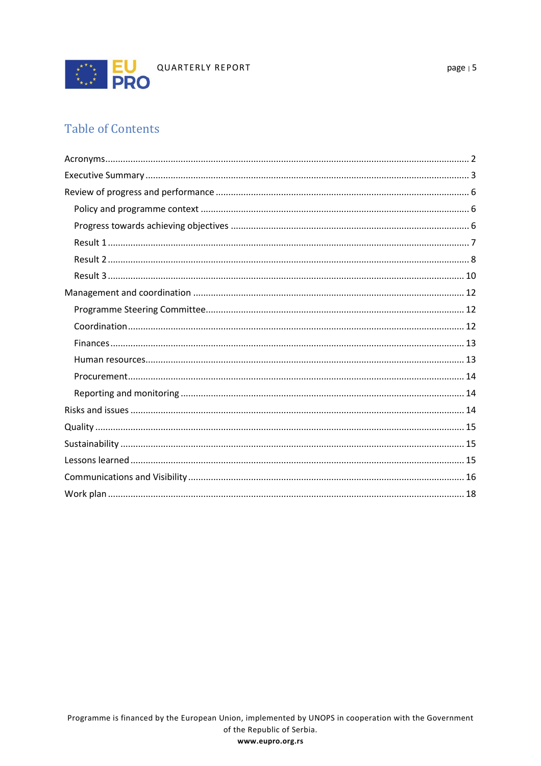## Table of Contents

Acronyms ........................................................................................................................................ 2

Executive Summary ........................................................................................................................ 3

Review of progress and performance ............................................................................................ 6

- Policy and programme context .................................................................................................. 6
- Progress towards achieving objectives ...................................................................................... 6
- Result 1 ...................................................................................................................................... 7
- Result 2 ...................................................................................................................................... 8
- Result 3 .................................................................................................................................... 10

Management and coordination .................................................................................................... 12

- Programme Steering Committee ............................................................................................... 12
- Coordination ............................................................................................................................. 12
- Finances .................................................................................................................................... 13
- Human resources ...................................................................................................................... 13
- Procurement ............................................................................................................................. 14
- Reporting and monitoring ......................................................................................................... 14

Risks and issues ............................................................................................................................ 14

Quality .......................................................................................................................................... 15

Sustainability ................................................................................................................................ 15

Lessons learned ............................................................................................................................ 15

Communications and Visibility ..................................................................................................... 16

Work plan ..................................................................................................................................... 18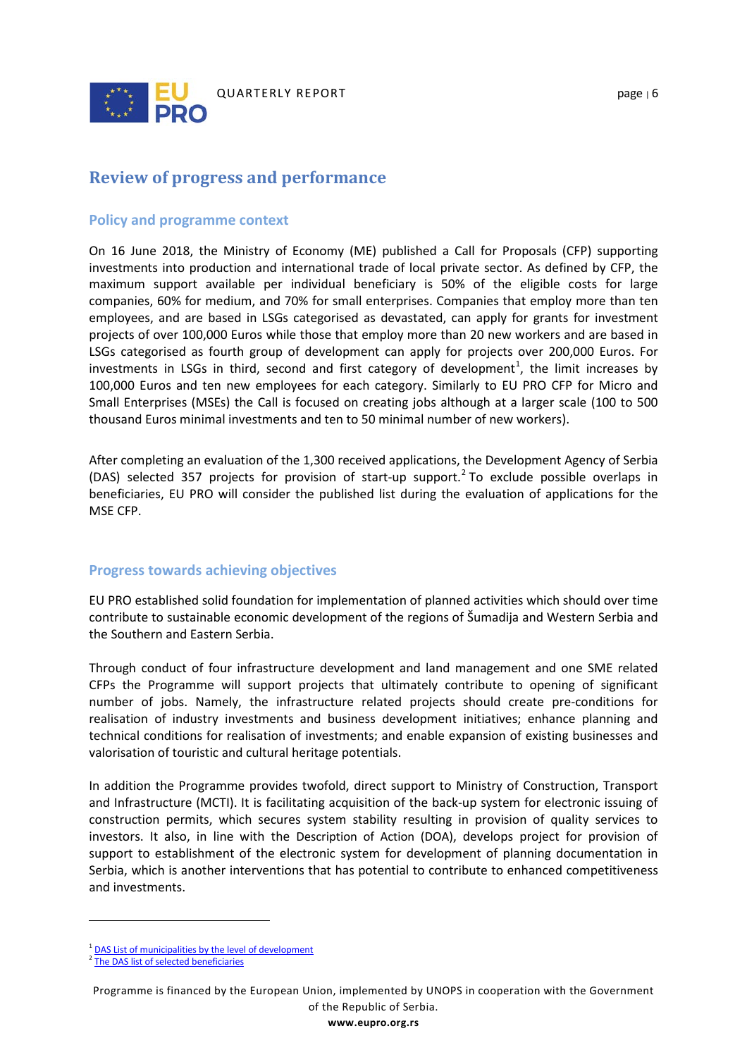# Review of progress and performance

## Policy and programme context

On 16 June 2018, the Ministry of Economy (ME) published a Call for Proposals (CFP) supporting investments into production and international trade of local private sector. As defined by CFP, the maximum support available per individual beneficiary is 50% of the eligible costs for large companies, 60% for medium, and 70% for small enterprises. Companies that employ more than ten employees, and are based in LSGs categorised as devastated, can apply for grants for investment projects of over 100,000 Euros while those that employ more than 20 new workers and are based in LSGs categorised as fourth group of development can apply for projects over 200,000 Euros. For investments in LSGs in third, second and first category of development[1], the limit increases by 100,000 Euros and ten new employees for each category. Similarly to EU PRO CFP for Micro and Small Enterprises (MSEs) the Call is focused on creating jobs although at a larger scale (100 to 500 thousand Euros minimal investments and ten to 50 minimal number of new workers).

After completing an evaluation of the 1,300 received applications, the Development Agency of Serbia (DAS) selected 357 projects for provision of start-up support.[2] To exclude possible overlaps in beneficiaries, EU PRO will consider the published list during the evaluation of applications for the MSE CFP.

## Progress towards achieving objectives

EU PRO established solid foundation for implementation of planned activities which should over time contribute to sustainable economic development of the regions of Šumadija and Western Serbia and the Southern and Eastern Serbia.

Through conduct of four infrastructure development and land management and one SME related CFPs the Programme will support projects that ultimately contribute to opening of significant number of jobs. Namely, the infrastructure related projects should create pre-conditions for realisation of industry investments and business development initiatives; enhance planning and technical conditions for realisation of investments; and enable expansion of existing businesses and valorisation of touristic and cultural heritage potentials.

In addition the Programme provides twofold, direct support to Ministry of Construction, Transport and Infrastructure (MCTI). It is facilitating acquisition of the back-up system for electronic issuing of construction permits, which secures system stability resulting in provision of quality services to investors. It also, in line with the Description of Action (DOA), develops project for provision of support to establishment of the electronic system for development of planning documentation in Serbia, which is another interventions that has potential to contribute to enhanced competitiveness and investments.

---

[1] DAS List of municipalities by the level of development

[2] The DAS list of selected beneficiaries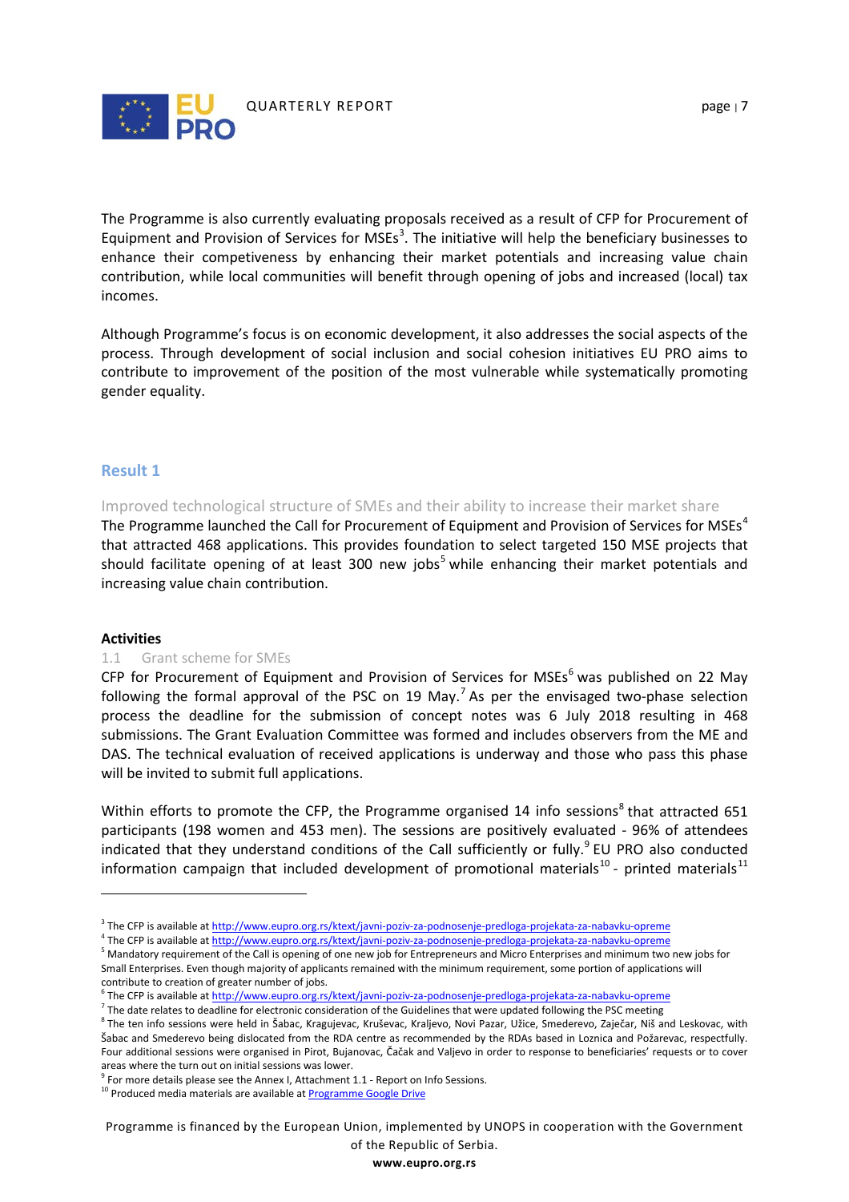The Programme is also currently evaluating proposals received as a result of CFP for Procurement of Equipment and Provision of Services for MSEs[3]. The initiative will help the beneficiary businesses to enhance their competiveness by enhancing their market potentials and increasing value chain contribution, while local communities will benefit through opening of jobs and increased (local) tax incomes.

Although Programme's focus is on economic development, it also addresses the social aspects of the process. Through development of social inclusion and social cohesion initiatives EU PRO aims to contribute to improvement of the position of the most vulnerable while systematically promoting gender equality.

## Result 1

### Improved technological structure of SMEs and their ability to increase their market share

The Programme launched the Call for Procurement of Equipment and Provision of Services for MSEs[4] that attracted 468 applications. This provides foundation to select targeted 150 MSE projects that should facilitate opening of at least 300 new jobs[5] while enhancing their market potentials and increasing value chain contribution.

**Activities**

#### 1.1 Grant scheme for SMEs

CFP for Procurement of Equipment and Provision of Services for MSEs[6] was published on 22 May following the formal approval of the PSC on 19 May.[7] As per the envisaged two-phase selection process the deadline for the submission of concept notes was 6 July 2018 resulting in 468 submissions. The Grant Evaluation Committee was formed and includes observers from the ME and DAS. The technical evaluation of received applications is underway and those who pass this phase will be invited to submit full applications.

Within efforts to promote the CFP, the Programme organised 14 info sessions[8] that attracted 651 participants (198 women and 453 men). The sessions are positively evaluated - 96% of attendees indicated that they understand conditions of the Call sufficiently or fully.[9] EU PRO also conducted information campaign that included development of promotional materials[10] - printed materials[11]

---

[3] The CFP is available at http://www.eupro.org.rs/ktext/javni-poziv-za-podnosenje-predloga-projekata-za-nabavku-opreme

[4] The CFP is available at http://www.eupro.org.rs/ktext/javni-poziv-za-podnosenje-predloga-projekata-za-nabavku-opreme

[5] Mandatory requirement of the Call is opening of one new job for Entrepreneurs and Micro Enterprises and minimum two new jobs for Small Enterprises. Even though majority of applicants remained with the minimum requirement, some portion of applications will contribute to creation of greater number of jobs.

[6] The CFP is available at http://www.eupro.org.rs/ktext/javni-poziv-za-podnosenje-predloga-projekata-za-nabavku-opreme

[7] The date relates to deadline for electronic consideration of the Guidelines that were updated following the PSC meeting

[8] The ten info sessions were held in Šabac, Kragujevac, Kruševac, Kraljevo, Novi Pazar, Užice, Smederevo, Zaječar, Niš and Leskovac, with Šabac and Smederevo being dislocated from the RDA centre as recommended by the RDAs based in Loznica and Požarevac, respectfully. Four additional sessions were organised in Pirot, Bujanovac, Čačak and Valjevo in order to response to beneficiaries' requests or to cover areas where the turn out on initial sessions was lower.

[9] For more details please see the Annex I, Attachment 1.1 - Report on Info Sessions.

[10] Produced media materials are available at Programme Google Drive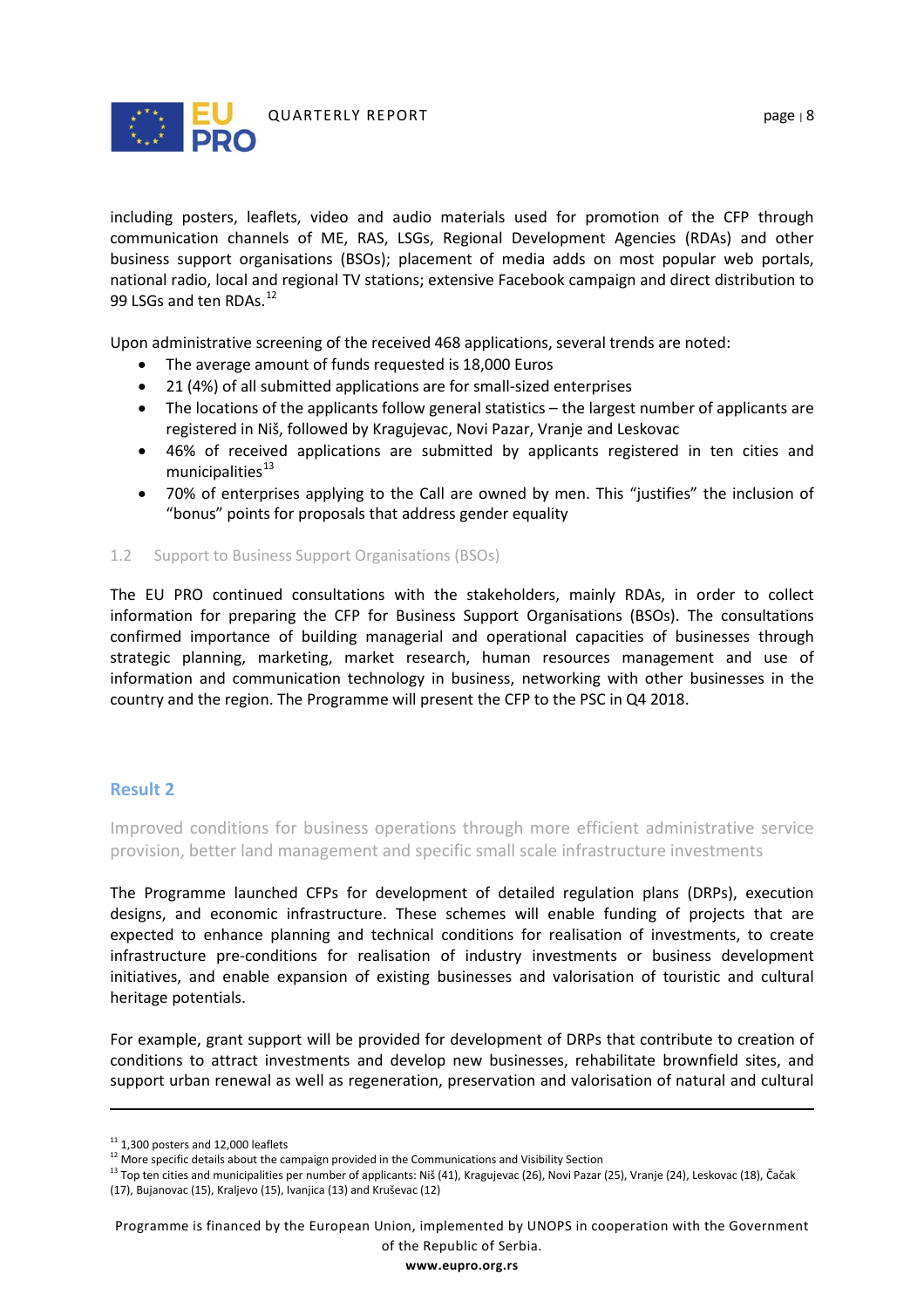including posters, leaflets, video and audio materials used for promotion of the CFP through communication channels of ME, RAS, LSGs, Regional Development Agencies (RDAs) and other business support organisations (BSOs); placement of media adds on most popular web portals, national radio, local and regional TV stations; extensive Facebook campaign and direct distribution to 99 LSGs and ten RDAs.[12]

Upon administrative screening of the received 468 applications, several trends are noted:

- The average amount of funds requested is 18,000 Euros
- 21 (4%) of all submitted applications are for small-sized enterprises
- The locations of the applicants follow general statistics – the largest number of applicants are registered in Niš, followed by Kragujevac, Novi Pazar, Vranje and Leskovac
- 46% of received applications are submitted by applicants registered in ten cities and municipalities[13]
- 70% of enterprises applying to the Call are owned by men. This "justifies" the inclusion of "bonus" points for proposals that address gender equality

### 1.2 Support to Business Support Organisations (BSOs)

The EU PRO continued consultations with the stakeholders, mainly RDAs, in order to collect information for preparing the CFP for Business Support Organisations (BSOs). The consultations confirmed importance of building managerial and operational capacities of businesses through strategic planning, marketing, market research, human resources management and use of information and communication technology in business, networking with other businesses in the country and the region. The Programme will present the CFP to the PSC in Q4 2018.

## Result 2

Improved conditions for business operations through more efficient administrative service provision, better land management and specific small scale infrastructure investments

The Programme launched CFPs for development of detailed regulation plans (DRPs), execution designs, and economic infrastructure. These schemes will enable funding of projects that are expected to enhance planning and technical conditions for realisation of investments, to create infrastructure pre-conditions for realisation of industry investments or business development initiatives, and enable expansion of existing businesses and valorisation of touristic and cultural heritage potentials.

For example, grant support will be provided for development of DRPs that contribute to creation of conditions to attract investments and develop new businesses, rehabilitate brownfield sites, and support urban renewal as well as regeneration, preservation and valorisation of natural and cultural

---

[11] 1,300 posters and 12,000 leaflets

[12] More specific details about the campaign provided in the Communications and Visibility Section

[13] Top ten cities and municipalities per number of applicants: Niš (41), Kragujevac (26), Novi Pazar (25), Vranje (24), Leskovac (18), Čačak (17), Bujanovac (15), Kraljevo (15), Ivanjica (13) and Kruševac (12)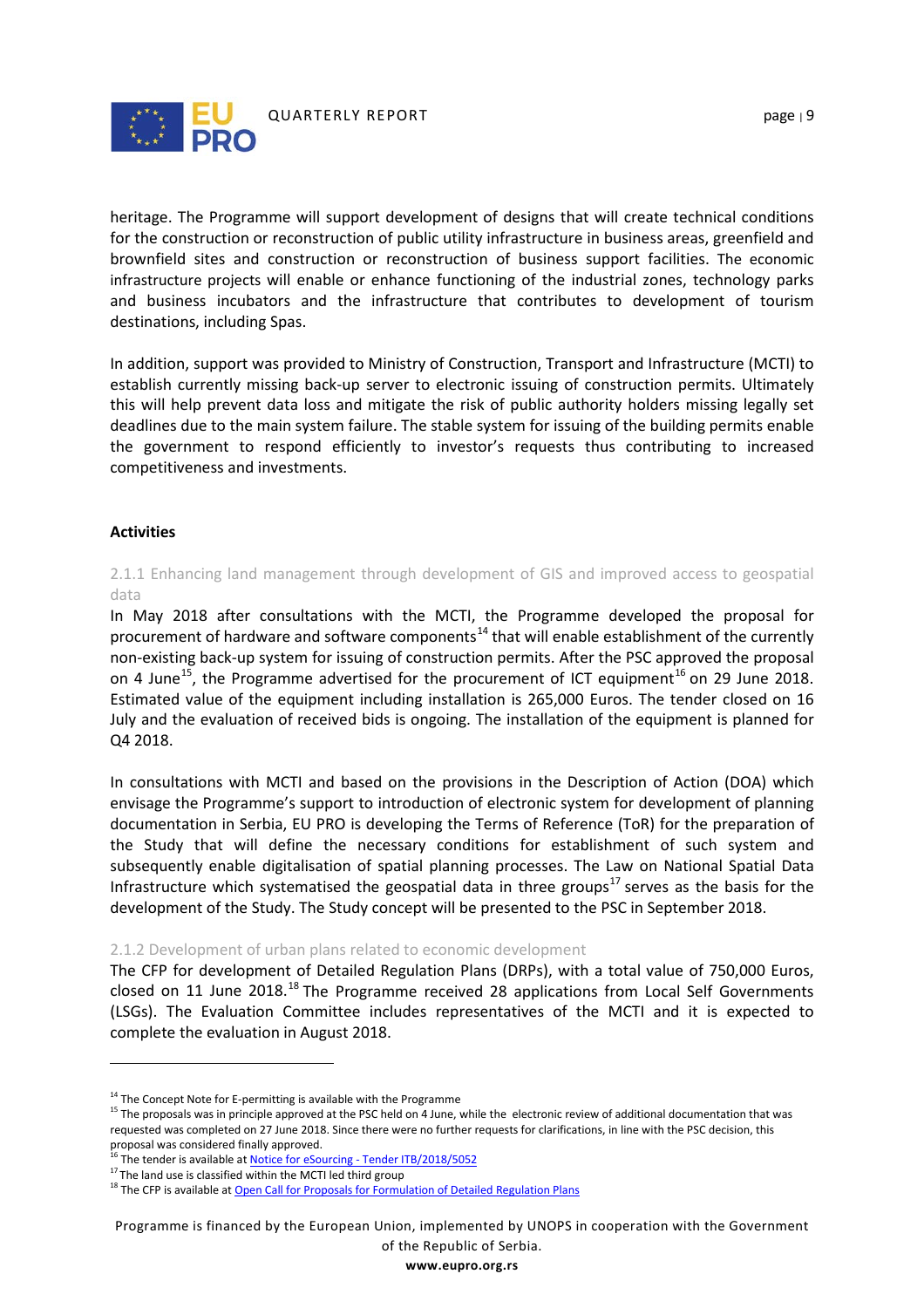heritage. The Programme will support development of designs that will create technical conditions for the construction or reconstruction of public utility infrastructure in business areas, greenfield and brownfield sites and construction or reconstruction of business support facilities. The economic infrastructure projects will enable or enhance functioning of the industrial zones, technology parks and business incubators and the infrastructure that contributes to development of tourism destinations, including Spas.

In addition, support was provided to Ministry of Construction, Transport and Infrastructure (MCTI) to establish currently missing back-up server to electronic issuing of construction permits. Ultimately this will help prevent data loss and mitigate the risk of public authority holders missing legally set deadlines due to the main system failure. The stable system for issuing of the building permits enable the government to respond efficiently to investor's requests thus contributing to increased competitiveness and investments.

**Activities**

### 2.1.1 Enhancing land management through development of GIS and improved access to geospatial data

In May 2018 after consultations with the MCTI, the Programme developed the proposal for procurement of hardware and software components[14] that will enable establishment of the currently non-existing back-up system for issuing of construction permits. After the PSC approved the proposal on 4 June[15], the Programme advertised for the procurement of ICT equipment[16] on 29 June 2018. Estimated value of the equipment including installation is 265,000 Euros. The tender closed on 16 July and the evaluation of received bids is ongoing. The installation of the equipment is planned for Q4 2018.

In consultations with MCTI and based on the provisions in the Description of Action (DOA) which envisage the Programme's support to introduction of electronic system for development of planning documentation in Serbia, EU PRO is developing the Terms of Reference (ToR) for the preparation of the Study that will define the necessary conditions for establishment of such system and subsequently enable digitalisation of spatial planning processes. The Law on National Spatial Data Infrastructure which systematised the geospatial data in three groups[17] serves as the basis for the development of the Study. The Study concept will be presented to the PSC in September 2018.

### 2.1.2 Development of urban plans related to economic development

The CFP for development of Detailed Regulation Plans (DRPs), with a total value of 750,000 Euros, closed on 11 June 2018.[18] The Programme received 28 applications from Local Self Governments (LSGs). The Evaluation Committee includes representatives of the MCTI and it is expected to complete the evaluation in August 2018.

---

[14] The Concept Note for E-permitting is available with the Programme

[15] The proposals was in principle approved at the PSC held on 4 June, while the electronic review of additional documentation that was requested was completed on 27 June 2018. Since there were no further requests for clarifications, in line with the PSC decision, this proposal was considered finally approved.

[16] The tender is available at [Notice for eSourcing - Tender ITB/2018/5052]

[17] The land use is classified within the MCTI led third group

[18] The CFP is available at [Open Call for Proposals for Formulation of Detailed Regulation Plans]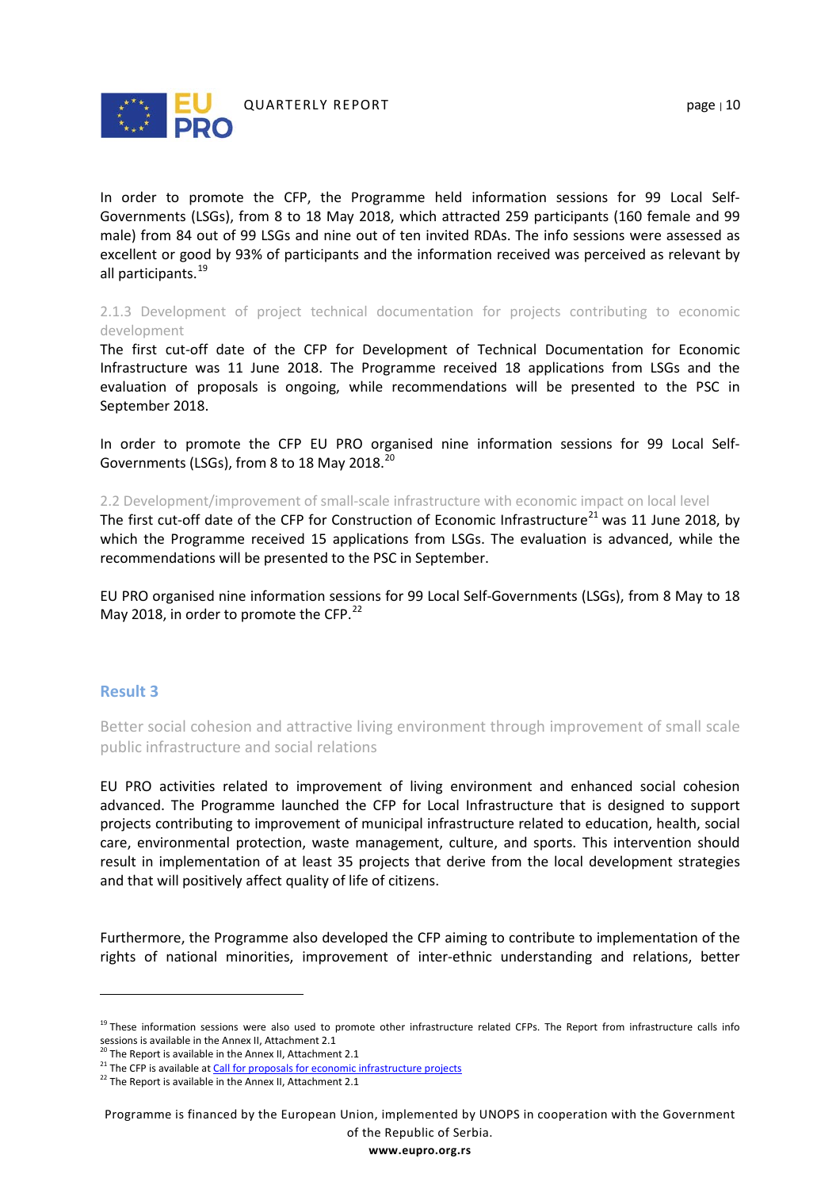In order to promote the CFP, the Programme held information sessions for 99 Local Self-Governments (LSGs), from 8 to 18 May 2018, which attracted 259 participants (160 female and 99 male) from 84 out of 99 LSGs and nine out of ten invited RDAs. The info sessions were assessed as excellent or good by 93% of participants and the information received was perceived as relevant by all participants.[19]

#### 2.1.3 Development of project technical documentation for projects contributing to economic development

The first cut-off date of the CFP for Development of Technical Documentation for Economic Infrastructure was 11 June 2018. The Programme received 18 applications from LSGs and the evaluation of proposals is ongoing, while recommendations will be presented to the PSC in September 2018.

In order to promote the CFP EU PRO organised nine information sessions for 99 Local Self-Governments (LSGs), from 8 to 18 May 2018.[20]

### 2.2 Development/improvement of small-scale infrastructure with economic impact on local level

The first cut-off date of the CFP for Construction of Economic Infrastructure[21] was 11 June 2018, by which the Programme received 15 applications from LSGs. The evaluation is advanced, while the recommendations will be presented to the PSC in September.

EU PRO organised nine information sessions for 99 Local Self-Governments (LSGs), from 8 May to 18 May 2018, in order to promote the CFP.[22]

## Result 3

### Better social cohesion and attractive living environment through improvement of small scale public infrastructure and social relations

EU PRO activities related to improvement of living environment and enhanced social cohesion advanced. The Programme launched the CFP for Local Infrastructure that is designed to support projects contributing to improvement of municipal infrastructure related to education, health, social care, environmental protection, waste management, culture, and sports. This intervention should result in implementation of at least 35 projects that derive from the local development strategies and that will positively affect quality of life of citizens.

Furthermore, the Programme also developed the CFP aiming to contribute to implementation of the rights of national minorities, improvement of inter-ethnic understanding and relations, better

---

[19] These information sessions were also used to promote other infrastructure related CFPs. The Report from infrastructure calls info sessions is available in the Annex II, Attachment 2.1

[20] The Report is available in the Annex II, Attachment 2.1

[21] The CFP is available at [Call for proposals for economic infrastructure projects]

[22] The Report is available in the Annex II, Attachment 2.1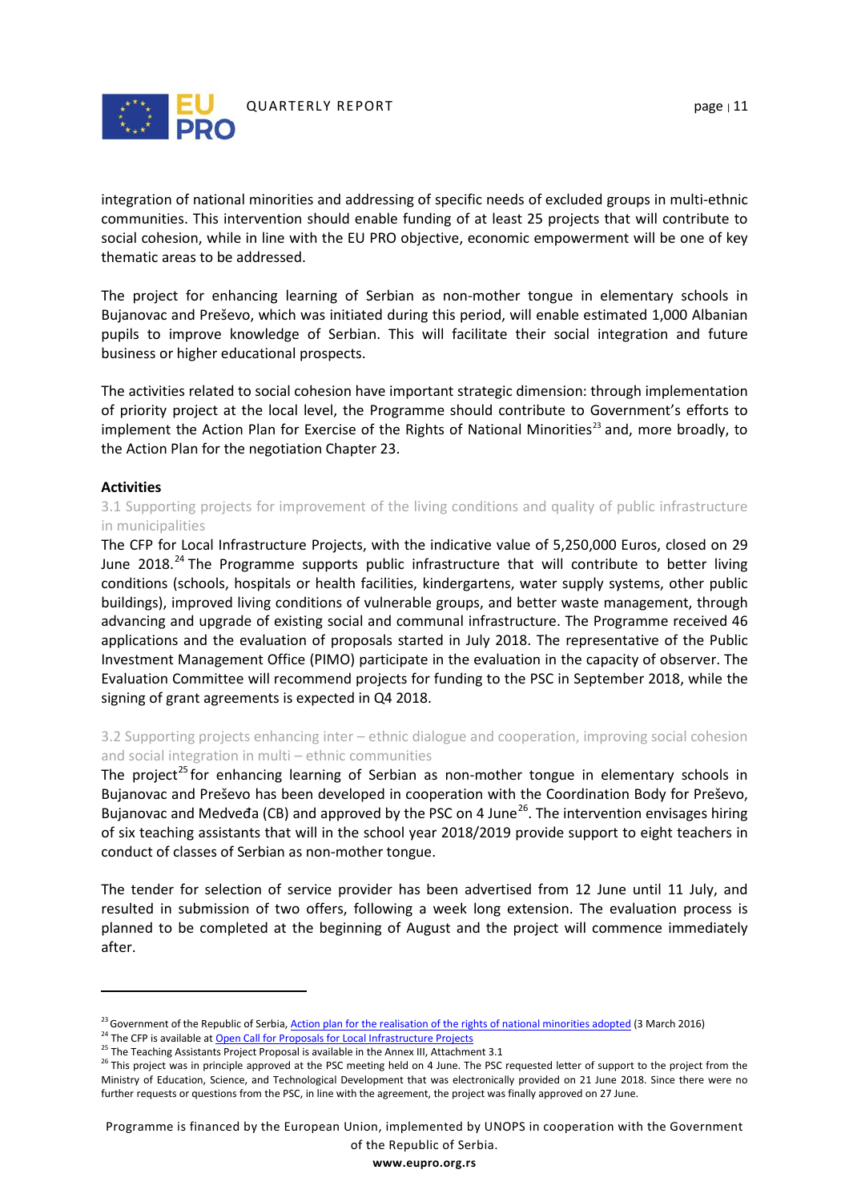integration of national minorities and addressing of specific needs of excluded groups in multi-ethnic communities. This intervention should enable funding of at least 25 projects that will contribute to social cohesion, while in line with the EU PRO objective, economic empowerment will be one of key thematic areas to be addressed.

The project for enhancing learning of Serbian as non-mother tongue in elementary schools in Bujanovac and Preševo, which was initiated during this period, will enable estimated 1,000 Albanian pupils to improve knowledge of Serbian. This will facilitate their social integration and future business or higher educational prospects.

The activities related to social cohesion have important strategic dimension: through implementation of priority project at the local level, the Programme should contribute to Government's efforts to implement the Action Plan for Exercise of the Rights of National Minorities[23] and, more broadly, to the Action Plan for the negotiation Chapter 23.

**Activities**

3.1 Supporting projects for improvement of the living conditions and quality of public infrastructure in municipalities

The CFP for Local Infrastructure Projects, with the indicative value of 5,250,000 Euros, closed on 29 June 2018.[24] The Programme supports public infrastructure that will contribute to better living conditions (schools, hospitals or health facilities, kindergartens, water supply systems, other public buildings), improved living conditions of vulnerable groups, and better waste management, through advancing and upgrade of existing social and communal infrastructure. The Programme received 46 applications and the evaluation of proposals started in July 2018. The representative of the Public Investment Management Office (PIMO) participate in the evaluation in the capacity of observer. The Evaluation Committee will recommend projects for funding to the PSC in September 2018, while the signing of grant agreements is expected in Q4 2018.

3.2 Supporting projects enhancing inter – ethnic dialogue and cooperation, improving social cohesion and social integration in multi – ethnic communities

The project[25] for enhancing learning of Serbian as non-mother tongue in elementary schools in Bujanovac and Preševo has been developed in cooperation with the Coordination Body for Preševo, Bujanovac and Medveđa (CB) and approved by the PSC on 4 June[26]. The intervention envisages hiring of six teaching assistants that will in the school year 2018/2019 provide support to eight teachers in conduct of classes of Serbian as non-mother tongue.

The tender for selection of service provider has been advertised from 12 June until 11 July, and resulted in submission of two offers, following a week long extension. The evaluation process is planned to be completed at the beginning of August and the project will commence immediately after.

---

[23] Government of the Republic of Serbia, Action plan for the realisation of the rights of national minorities adopted (3 March 2016)

[24] The CFP is available at Open Call for Proposals for Local Infrastructure Projects

[25] The Teaching Assistants Project Proposal is available in the Annex III, Attachment 3.1

[26] This project was in principle approved at the PSC meeting held on 4 June. The PSC requested letter of support to the project from the Ministry of Education, Science, and Technological Development that was electronically provided on 21 June 2018. Since there were no further requests or questions from the PSC, in line with the agreement, the project was finally approved on 27 June.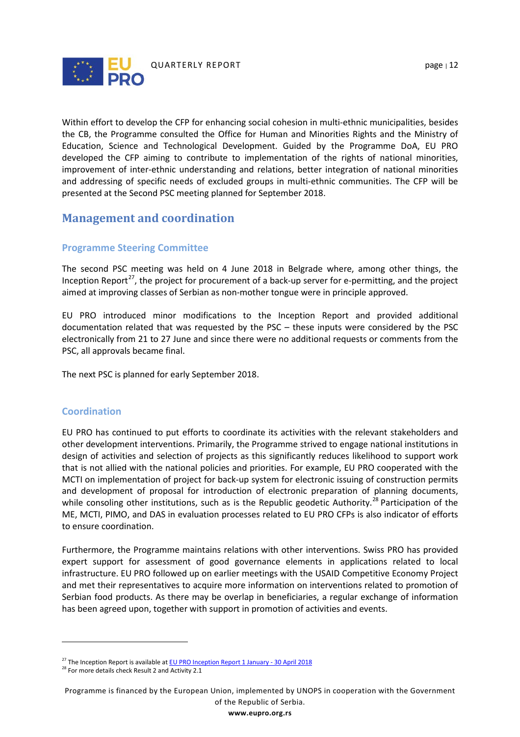Within effort to develop the CFP for enhancing social cohesion in multi-ethnic municipalities, besides the CB, the Programme consulted the Office for Human and Minorities Rights and the Ministry of Education, Science and Technological Development. Guided by the Programme DoA, EU PRO developed the CFP aiming to contribute to implementation of the rights of national minorities, improvement of inter-ethnic understanding and relations, better integration of national minorities and addressing of specific needs of excluded groups in multi-ethnic communities. The CFP will be presented at the Second PSC meeting planned for September 2018.

## Management and coordination

### Programme Steering Committee

The second PSC meeting was held on 4 June 2018 in Belgrade where, among other things, the Inception Report[27], the project for procurement of a back-up server for e-permitting, and the project aimed at improving classes of Serbian as non-mother tongue were in principle approved.

EU PRO introduced minor modifications to the Inception Report and provided additional documentation related that was requested by the PSC – these inputs were considered by the PSC electronically from 21 to 27 June and since there were no additional requests or comments from the PSC, all approvals became final.

The next PSC is planned for early September 2018.

### Coordination

EU PRO has continued to put efforts to coordinate its activities with the relevant stakeholders and other development interventions. Primarily, the Programme strived to engage national institutions in design of activities and selection of projects as this significantly reduces likelihood to support work that is not allied with the national policies and priorities. For example, EU PRO cooperated with the MCTI on implementation of project for back-up system for electronic issuing of construction permits and development of proposal for introduction of electronic preparation of planning documents, while consoling other institutions, such as is the Republic geodetic Authority.[28] Participation of the ME, MCTI, PIMO, and DAS in evaluation processes related to EU PRO CFPs is also indicator of efforts to ensure coordination.

Furthermore, the Programme maintains relations with other interventions. Swiss PRO has provided expert support for assessment of good governance elements in applications related to local infrastructure. EU PRO followed up on earlier meetings with the USAID Competitive Economy Project and met their representatives to acquire more information on interventions related to promotion of Serbian food products. As there may be overlap in beneficiaries, a regular exchange of information has been agreed upon, together with support in promotion of activities and events.

---

[27] The Inception Report is available at EU PRO Inception Report 1 January - 30 April 2018

[28] For more details check Result 2 and Activity 2.1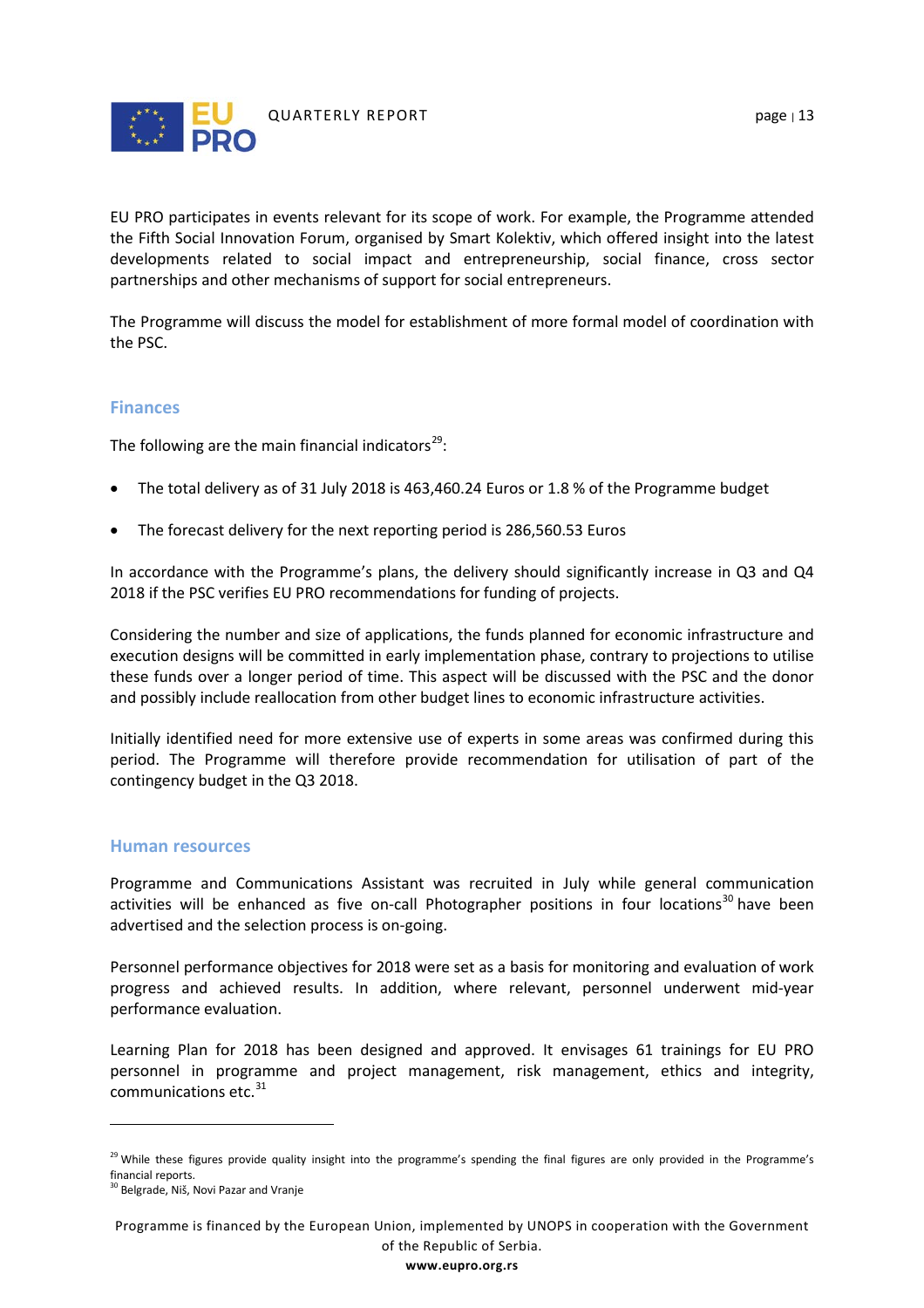EU PRO participates in events relevant for its scope of work. For example, the Programme attended the Fifth Social Innovation Forum, organised by Smart Kolektiv, which offered insight into the latest developments related to social impact and entrepreneurship, social finance, cross sector partnerships and other mechanisms of support for social entrepreneurs.

The Programme will discuss the model for establishment of more formal model of coordination with the PSC.

## Finances

The following are the main financial indicators[29]:

- The total delivery as of 31 July 2018 is 463,460.24 Euros or 1.8 % of the Programme budget
- The forecast delivery for the next reporting period is 286,560.53 Euros

In accordance with the Programme's plans, the delivery should significantly increase in Q3 and Q4 2018 if the PSC verifies EU PRO recommendations for funding of projects.

Considering the number and size of applications, the funds planned for economic infrastructure and execution designs will be committed in early implementation phase, contrary to projections to utilise these funds over a longer period of time. This aspect will be discussed with the PSC and the donor and possibly include reallocation from other budget lines to economic infrastructure activities.

Initially identified need for more extensive use of experts in some areas was confirmed during this period. The Programme will therefore provide recommendation for utilisation of part of the contingency budget in the Q3 2018.

## Human resources

Programme and Communications Assistant was recruited in July while general communication activities will be enhanced as five on-call Photographer positions in four locations[30] have been advertised and the selection process is on-going.

Personnel performance objectives for 2018 were set as a basis for monitoring and evaluation of work progress and achieved results. In addition, where relevant, personnel underwent mid-year performance evaluation.

Learning Plan for 2018 has been designed and approved. It envisages 61 trainings for EU PRO personnel in programme and project management, risk management, ethics and integrity, communications etc.[31]

---

[29] While these figures provide quality insight into the programme's spending the final figures are only provided in the Programme's financial reports.

[30] Belgrade, Niš, Novi Pazar and Vranje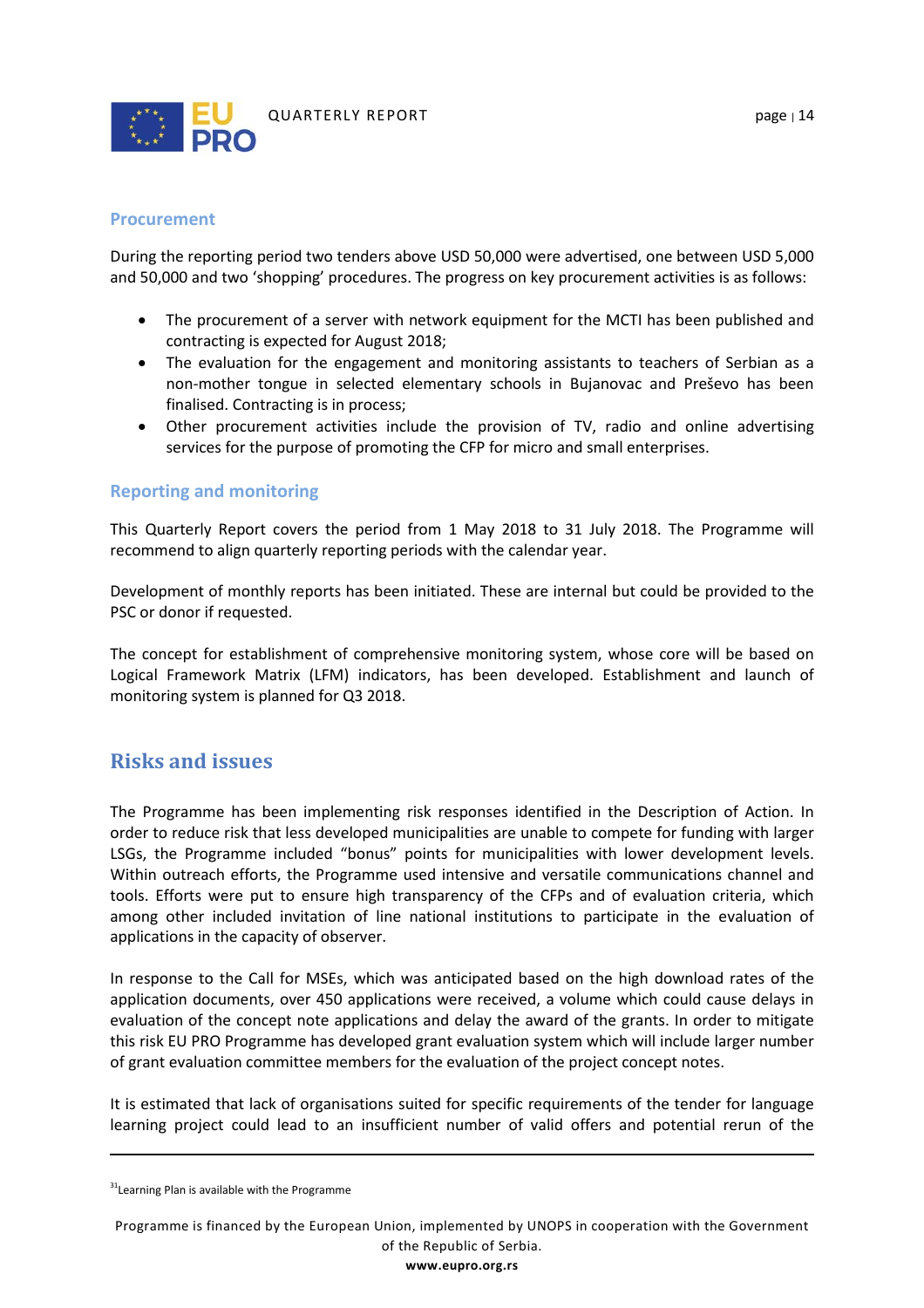### Procurement

During the reporting period two tenders above USD 50,000 were advertised, one between USD 5,000 and 50,000 and two 'shopping' procedures. The progress on key procurement activities is as follows:

- The procurement of a server with network equipment for the MCTI has been published and contracting is expected for August 2018;
- The evaluation for the engagement and monitoring assistants to teachers of Serbian as a non-mother tongue in selected elementary schools in Bujanovac and Preševo has been finalised. Contracting is in process;
- Other procurement activities include the provision of TV, radio and online advertising services for the purpose of promoting the CFP for micro and small enterprises.

### Reporting and monitoring

This Quarterly Report covers the period from 1 May 2018 to 31 July 2018. The Programme will recommend to align quarterly reporting periods with the calendar year.

Development of monthly reports has been initiated. These are internal but could be provided to the PSC or donor if requested.

The concept for establishment of comprehensive monitoring system, whose core will be based on Logical Framework Matrix (LFM) indicators, has been developed. Establishment and launch of monitoring system is planned for Q3 2018.

## Risks and issues

The Programme has been implementing risk responses identified in the Description of Action. In order to reduce risk that less developed municipalities are unable to compete for funding with larger LSGs, the Programme included "bonus" points for municipalities with lower development levels. Within outreach efforts, the Programme used intensive and versatile communications channel and tools. Efforts were put to ensure high transparency of the CFPs and of evaluation criteria, which among other included invitation of line national institutions to participate in the evaluation of applications in the capacity of observer.

In response to the Call for MSEs, which was anticipated based on the high download rates of the application documents, over 450 applications were received, a volume which could cause delays in evaluation of the concept note applications and delay the award of the grants. In order to mitigate this risk EU PRO Programme has developed grant evaluation system which will include larger number of grant evaluation committee members for the evaluation of the project concept notes.

It is estimated that lack of organisations suited for specific requirements of the tender for language learning project could lead to an insufficient number of valid offers and potential rerun of the

[31]Learning Plan is available with the Programme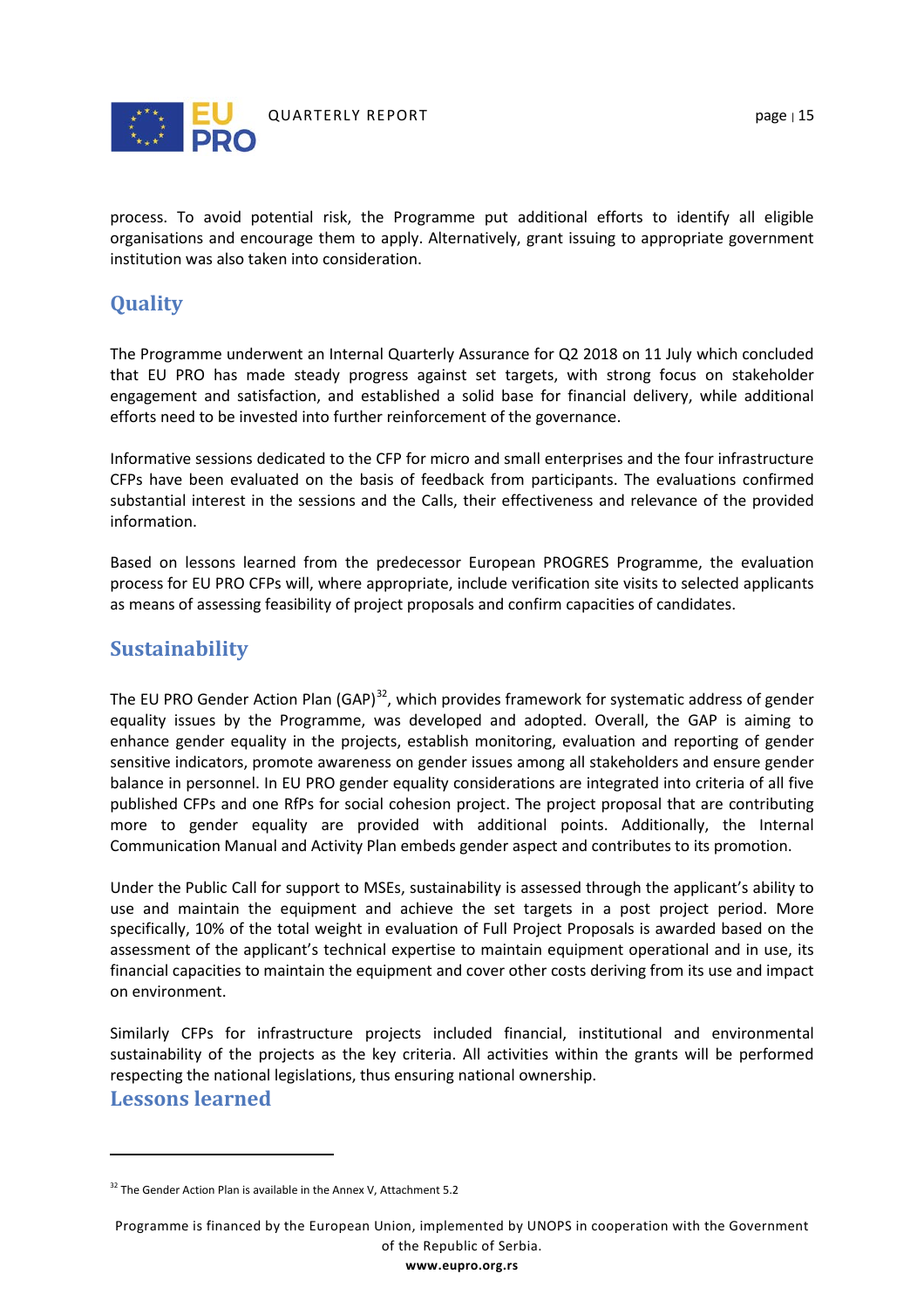process. To avoid potential risk, the Programme put additional efforts to identify all eligible organisations and encourage them to apply. Alternatively, grant issuing to appropriate government institution was also taken into consideration.

## Quality

The Programme underwent an Internal Quarterly Assurance for Q2 2018 on 11 July which concluded that EU PRO has made steady progress against set targets, with strong focus on stakeholder engagement and satisfaction, and established a solid base for financial delivery, while additional efforts need to be invested into further reinforcement of the governance.

Informative sessions dedicated to the CFP for micro and small enterprises and the four infrastructure CFPs have been evaluated on the basis of feedback from participants. The evaluations confirmed substantial interest in the sessions and the Calls, their effectiveness and relevance of the provided information.

Based on lessons learned from the predecessor European PROGRES Programme, the evaluation process for EU PRO CFPs will, where appropriate, include verification site visits to selected applicants as means of assessing feasibility of project proposals and confirm capacities of candidates.

## Sustainability

The EU PRO Gender Action Plan (GAP)[32], which provides framework for systematic address of gender equality issues by the Programme, was developed and adopted. Overall, the GAP is aiming to enhance gender equality in the projects, establish monitoring, evaluation and reporting of gender sensitive indicators, promote awareness on gender issues among all stakeholders and ensure gender balance in personnel. In EU PRO gender equality considerations are integrated into criteria of all five published CFPs and one RfPs for social cohesion project. The project proposal that are contributing more to gender equality are provided with additional points. Additionally, the Internal Communication Manual and Activity Plan embeds gender aspect and contributes to its promotion.

Under the Public Call for support to MSEs, sustainability is assessed through the applicant's ability to use and maintain the equipment and achieve the set targets in a post project period. More specifically, 10% of the total weight in evaluation of Full Project Proposals is awarded based on the assessment of the applicant's technical expertise to maintain equipment operational and in use, its financial capacities to maintain the equipment and cover other costs deriving from its use and impact on environment.

Similarly CFPs for infrastructure projects included financial, institutional and environmental sustainability of the projects as the key criteria. All activities within the grants will be performed respecting the national legislations, thus ensuring national ownership.

## Lessons learned

[32] The Gender Action Plan is available in the Annex V, Attachment 5.2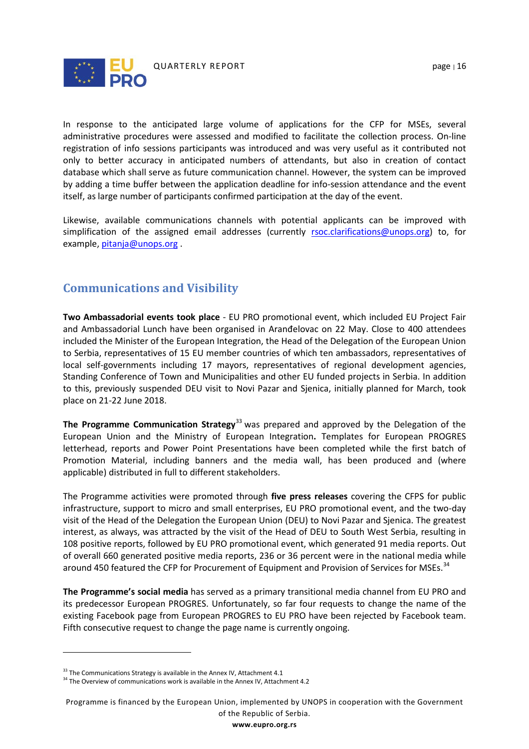In response to the anticipated large volume of applications for the CFP for MSEs, several administrative procedures were assessed and modified to facilitate the collection process. On-line registration of info sessions participants was introduced and was very useful as it contributed not only to better accuracy in anticipated numbers of attendants, but also in creation of contact database which shall serve as future communication channel. However, the system can be improved by adding a time buffer between the application deadline for info-session attendance and the event itself, as large number of participants confirmed participation at the day of the event.

Likewise, available communications channels with potential applicants can be improved with simplification of the assigned email addresses (currently rsoc.clarifications@unops.org) to, for example, pitanja@unops.org .

## Communications and Visibility

**Two Ambassadorial events took place** - EU PRO promotional event, which included EU Project Fair and Ambassadorial Lunch have been organised in Aranđelovac on 22 May. Close to 400 attendees included the Minister of the European Integration, the Head of the Delegation of the European Union to Serbia, representatives of 15 EU member countries of which ten ambassadors, representatives of local self-governments including 17 mayors, representatives of regional development agencies, Standing Conference of Town and Municipalities and other EU funded projects in Serbia. In addition to this, previously suspended DEU visit to Novi Pazar and Sjenica, initially planned for March, took place on 21-22 June 2018.

**The Programme Communication Strategy**[33] was prepared and approved by the Delegation of the European Union and the Ministry of European Integration**.** Templates for European PROGRES letterhead, reports and Power Point Presentations have been completed while the first batch of Promotion Material, including banners and the media wall, has been produced and (where applicable) distributed in full to different stakeholders.

The Programme activities were promoted through **five press releases** covering the CFPS for public infrastructure, support to micro and small enterprises, EU PRO promotional event, and the two-day visit of the Head of the Delegation the European Union (DEU) to Novi Pazar and Sjenica. The greatest interest, as always, was attracted by the visit of the Head of DEU to South West Serbia, resulting in 108 positive reports, followed by EU PRO promotional event, which generated 91 media reports. Out of overall 660 generated positive media reports, 236 or 36 percent were in the national media while around 450 featured the CFP for Procurement of Equipment and Provision of Services for MSEs.[34]

**The Programme's social media** has served as a primary transitional media channel from EU PRO and its predecessor European PROGRES. Unfortunately, so far four requests to change the name of the existing Facebook page from European PROGRES to EU PRO have been rejected by Facebook team. Fifth consecutive request to change the page name is currently ongoing.

---

[33] The Communications Strategy is available in the Annex IV, Attachment 4.1
[34] The Overview of communications work is available in the Annex IV, Attachment 4.2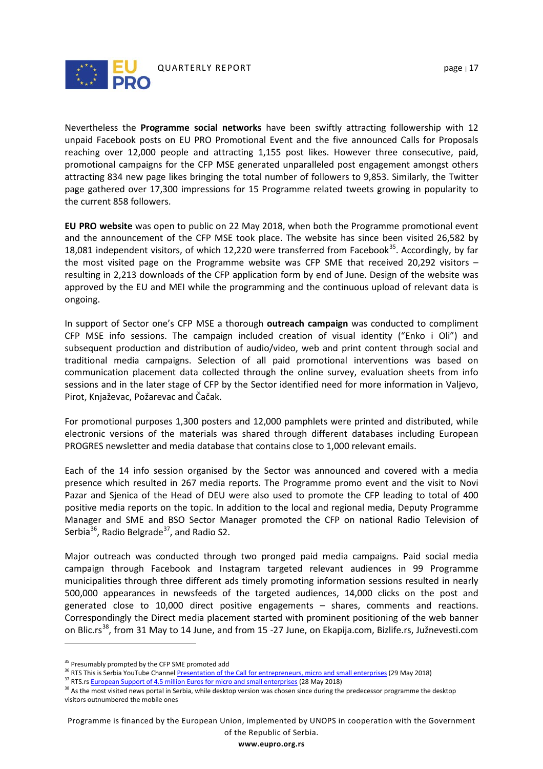Nevertheless the **Programme social networks** have been swiftly attracting followership with 12 unpaid Facebook posts on EU PRO Promotional Event and the five announced Calls for Proposals reaching over 12,000 people and attracting 1,155 post likes. However three consecutive, paid, promotional campaigns for the CFP MSE generated unparalleled post engagement amongst others attracting 834 new page likes bringing the total number of followers to 9,853. Similarly, the Twitter page gathered over 17,300 impressions for 15 Programme related tweets growing in popularity to the current 858 followers.

**EU PRO website** was open to public on 22 May 2018, when both the Programme promotional event and the announcement of the CFP MSE took place. The website has since been visited 26,582 by 18,081 independent visitors, of which 12,220 were transferred from Facebook[35]. Accordingly, by far the most visited page on the Programme website was CFP SME that received 20,292 visitors – resulting in 2,213 downloads of the CFP application form by end of June. Design of the website was approved by the EU and MEI while the programming and the continuous upload of relevant data is ongoing.

In support of Sector one's CFP MSE a thorough **outreach campaign** was conducted to compliment CFP MSE info sessions. The campaign included creation of visual identity ("Enko i Oli") and subsequent production and distribution of audio/video, web and print content through social and traditional media campaigns. Selection of all paid promotional interventions was based on communication placement data collected through the online survey, evaluation sheets from info sessions and in the later stage of CFP by the Sector identified need for more information in Valjevo, Pirot, Knjaževac, Požarevac and Čačak.

For promotional purposes 1,300 posters and 12,000 pamphlets were printed and distributed, while electronic versions of the materials was shared through different databases including European PROGRES newsletter and media database that contains close to 1,000 relevant emails.

Each of the 14 info session organised by the Sector was announced and covered with a media presence which resulted in 267 media reports. The Programme promo event and the visit to Novi Pazar and Sjenica of the Head of DEU were also used to promote the CFP leading to total of 400 positive media reports on the topic. In addition to the local and regional media, Deputy Programme Manager and SME and BSO Sector Manager promoted the CFP on national Radio Television of Serbia[36], Radio Belgrade[37], and Radio S2.

Major outreach was conducted through two pronged paid media campaigns. Paid social media campaign through Facebook and Instagram targeted relevant audiences in 99 Programme municipalities through three different ads timely promoting information sessions resulted in nearly 500,000 appearances in newsfeeds of the targeted audiences, 14,000 clicks on the post and generated close to 10,000 direct positive engagements – shares, comments and reactions. Correspondingly the Direct media placement started with prominent positioning of the web banner on Blic.rs[38], from 31 May to 14 June, and from 15 -27 June, on Ekapija.com, Bizlife.rs, Južnevesti.com

---

[35] Presumably prompted by the CFP SME promoted add

[36] RTS This is Serbia YouTube Channel Presentation of the Call for entrepreneurs, micro and small enterprises (29 May 2018)

[37] RTS.rs European Support of 4.5 million Euros for micro and small enterprises (28 May 2018)

[38] As the most visited news portal in Serbia, while desktop version was chosen since during the predecessor programme the desktop visitors outnumbered the mobile ones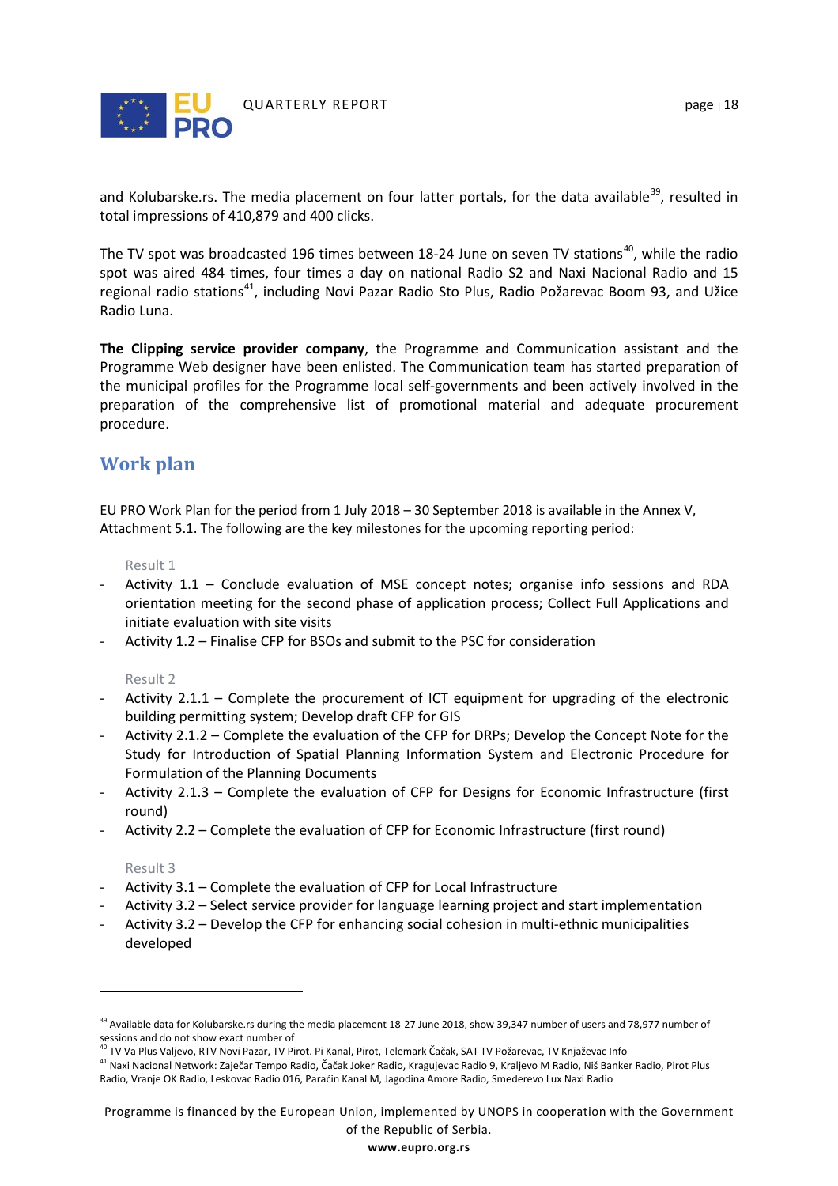and Kolubarske.rs. The media placement on four latter portals, for the data available[39], resulted in total impressions of 410,879 and 400 clicks.

The TV spot was broadcasted 196 times between 18-24 June on seven TV stations[40], while the radio spot was aired 484 times, four times a day on national Radio S2 and Naxi Nacional Radio and 15 regional radio stations[41], including Novi Pazar Radio Sto Plus, Radio Požarevac Boom 93, and Užice Radio Luna.

**The Clipping service provider company**, the Programme and Communication assistant and the Programme Web designer have been enlisted. The Communication team has started preparation of the municipal profiles for the Programme local self-governments and been actively involved in the preparation of the comprehensive list of promotional material and adequate procurement procedure.

## Work plan

EU PRO Work Plan for the period from 1 July 2018 – 30 September 2018 is available in the Annex V, Attachment 5.1. The following are the key milestones for the upcoming reporting period:

Result 1

- Activity 1.1 – Conclude evaluation of MSE concept notes; organise info sessions and RDA orientation meeting for the second phase of application process; Collect Full Applications and initiate evaluation with site visits
- Activity 1.2 – Finalise CFP for BSOs and submit to the PSC for consideration

Result 2

- Activity 2.1.1 – Complete the procurement of ICT equipment for upgrading of the electronic building permitting system; Develop draft CFP for GIS
- Activity 2.1.2 – Complete the evaluation of the CFP for DRPs; Develop the Concept Note for the Study for Introduction of Spatial Planning Information System and Electronic Procedure for Formulation of the Planning Documents
- Activity 2.1.3 – Complete the evaluation of CFP for Designs for Economic Infrastructure (first round)
- Activity 2.2 – Complete the evaluation of CFP for Economic Infrastructure (first round)

Result 3

- Activity 3.1 – Complete the evaluation of CFP for Local Infrastructure
- Activity 3.2 – Select service provider for language learning project and start implementation
- Activity 3.2 – Develop the CFP for enhancing social cohesion in multi-ethnic municipalities developed

---

[39] Available data for Kolubarske.rs during the media placement 18-27 June 2018, show 39,347 number of users and 78,977 number of sessions and do not show exact number of

[40] TV Va Plus Valjevo, RTV Novi Pazar, TV Pirot. Pi Kanal, Pirot, Telemark Čačak, SAT TV Požarevac, TV Knjaževac Info

[41] Naxi Nacional Network: Zaječar Tempo Radio, Čačak Joker Radio, Kragujevac Radio 9, Kraljevo M Radio, Niš Banker Radio, Pirot Plus Radio, Vranje OK Radio, Leskovac Radio 016, Paraćin Kanal M, Jagodina Amore Radio, Smederevo Lux Naxi Radio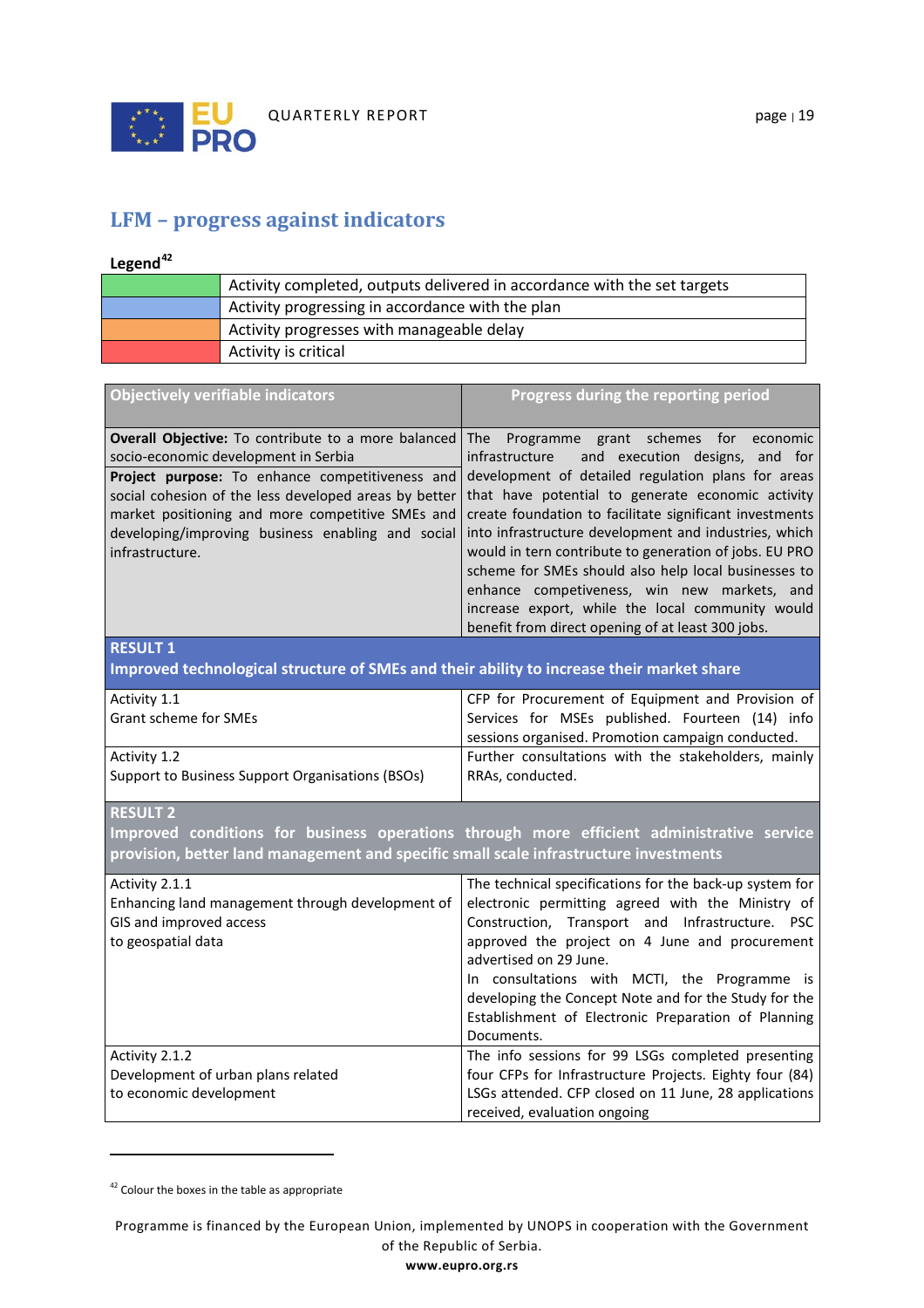## LFM – progress against indicators

**Legend**[42]

| | |
|---|---|
| | Activity completed, outputs delivered in accordance with the set targets |
| | Activity progressing in accordance with the plan |
| | Activity progresses with manageable delay |
| | Activity is critical |

| Objectively verifiable indicators | Progress during the reporting period |
|---|---|
| **Overall Objective:** To contribute to a more balanced socio-economic development in Serbia<br>**Project purpose:** To enhance competitiveness and social cohesion of the less developed areas by better market positioning and more competitive SMEs and developing/improving business enabling and social infrastructure. | The Programme grant schemes for economic infrastructure and execution designs, and for development of detailed regulation plans for areas that have potential to generate economic activity create foundation to facilitate significant investments into infrastructure development and industries, which would in tern contribute to generation of jobs. EU PRO scheme for SMEs should also help local businesses to enhance competiveness, win new markets, and increase export, while the local community would benefit from direct opening of at least 300 jobs. |
| **RESULT 1**<br>**Improved technological structure of SMEs and their ability to increase their market share** | |
| Activity 1.1<br>Grant scheme for SMEs | CFP for Procurement of Equipment and Provision of Services for MSEs published. Fourteen (14) info sessions organised. Promotion campaign conducted. |
| Activity 1.2<br>Support to Business Support Organisations (BSOs) | Further consultations with the stakeholders, mainly RRAs, conducted. |
| **RESULT 2**<br>**Improved conditions for business operations through more efficient administrative service provision, better land management and specific small scale infrastructure investments** | |
| Activity 2.1.1<br>Enhancing land management through development of GIS and improved access to geospatial data | The technical specifications for the back-up system for electronic permitting agreed with the Ministry of Construction, Transport and Infrastructure. PSC approved the project on 4 June and procurement advertised on 29 June.<br>In consultations with MCTI, the Programme is developing the Concept Note and for the Study for the Establishment of Electronic Preparation of Planning Documents. |
| Activity 2.1.2<br>Development of urban plans related to economic development | The info sessions for 99 LSGs completed presenting four CFPs for Infrastructure Projects. Eighty four (84) LSGs attended. CFP closed on 11 June, 28 applications received, evaluation ongoing |

[42] Colour the boxes in the table as appropriate

Programme is financed by the European Union, implemented by UNOPS in cooperation with the Government of the Republic of Serbia.
**www.eupro.org.rs**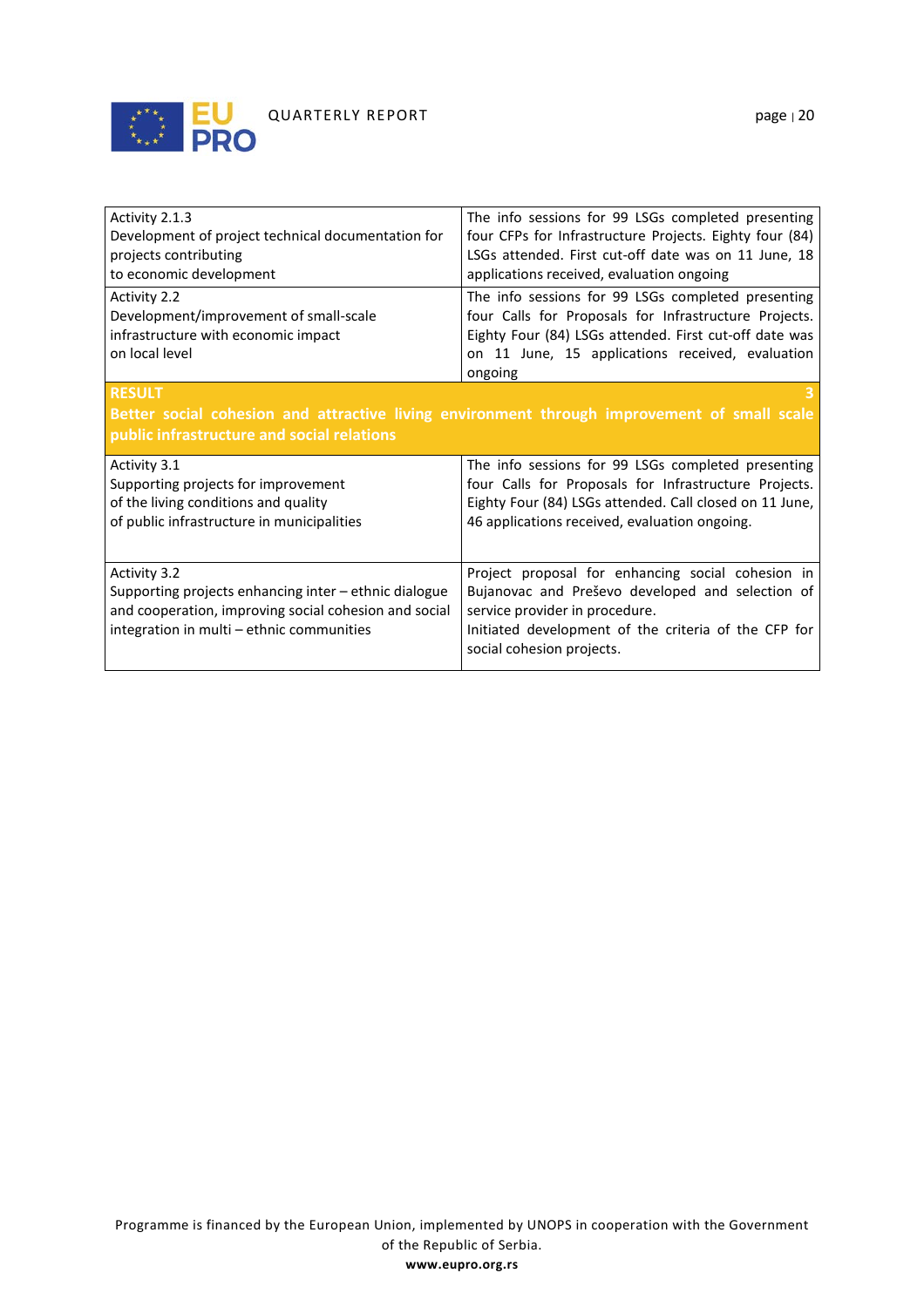| | |
|---|---|
| Activity 2.1.3<br>Development of project technical documentation for projects contributing<br>to economic development | The info sessions for 99 LSGs completed presenting four CFPs for Infrastructure Projects. Eighty four (84) LSGs attended. First cut-off date was on 11 June, 18 applications received, evaluation ongoing |
| Activity 2.2<br>Development/improvement of small-scale infrastructure with economic impact<br>on local level | The info sessions for 99 LSGs completed presenting four Calls for Proposals for Infrastructure Projects. Eighty Four (84) LSGs attended. First cut-off date was on 11 June, 15 applications received, evaluation ongoing |
| **RESULT 3**<br>**Better social cohesion and attractive living environment through improvement of small scale public infrastructure and social relations** | |
| Activity 3.1<br>Supporting projects for improvement<br>of the living conditions and quality<br>of public infrastructure in municipalities | The info sessions for 99 LSGs completed presenting four Calls for Proposals for Infrastructure Projects. Eighty Four (84) LSGs attended. Call closed on 11 June, 46 applications received, evaluation ongoing. |
| Activity 3.2<br>Supporting projects enhancing inter – ethnic dialogue and cooperation, improving social cohesion and social integration in multi – ethnic communities | Project proposal for enhancing social cohesion in Bujanovac and Preševo developed and selection of service provider in procedure.<br>Initiated development of the criteria of the CFP for social cohesion projects. |

Programme is financed by the European Union, implemented by UNOPS in cooperation with the Government of the Republic of Serbia.
**www.eupro.org.rs**